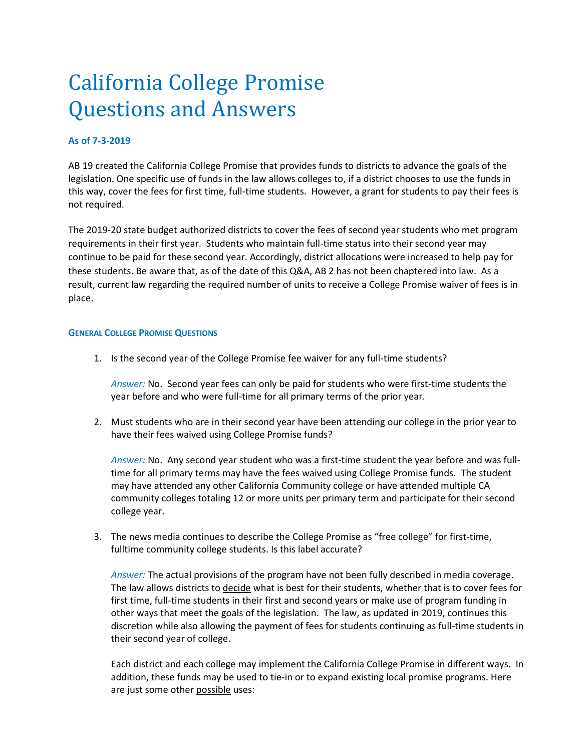# California College Promise Questions and Answers

**As of 7-3-2019**

AB 19 created the California College Promise that provides funds to districts to advance the goals of the legislation. One specific use of funds in the law allows colleges to, if a district chooses to use the funds in this way, cover the fees for first time, full-time students. However, a grant for students to pay their fees is not required.

The 2019-20 state budget authorized districts to cover the fees of second year students who met program requirements in their first year. Students who maintain full-time status into their second year may continue to be paid for these second year. Accordingly, district allocations were increased to help pay for these students. Be aware that, as of the date of this Q&A, AB 2 has not been chaptered into law. As a result, current law regarding the required number of units to receive a College Promise waiver of fees is in place.

## General College Promise Questions

1. Is the second year of the College Promise fee waiver for any full-time students?

   *Answer:* No. Second year fees can only be paid for students who were first-time students the year before and who were full-time for all primary terms of the prior year.

2. Must students who are in their second year have been attending our college in the prior year to have their fees waived using College Promise funds?

   *Answer:* No. Any second year student who was a first-time student the year before and was full-time for all primary terms may have the fees waived using College Promise funds. The student may have attended any other California Community college or have attended multiple CA community colleges totaling 12 or more units per primary term and participate for their second college year.

3. The news media continues to describe the College Promise as "free college" for first-time, fulltime community college students. Is this label accurate?

   *Answer:* The actual provisions of the program have not been fully described in media coverage. The law allows districts to <u>decide</u> what is best for their students, whether that is to cover fees for first time, full-time students in their first and second years or make use of program funding in other ways that meet the goals of the legislation. The law, as updated in 2019, continues this discretion while also allowing the payment of fees for students continuing as full-time students in their second year of college.

   Each district and each college may implement the California College Promise in different ways. In addition, these funds may be used to tie-in or to expand existing local promise programs. Here are just some other <u>possible</u> uses: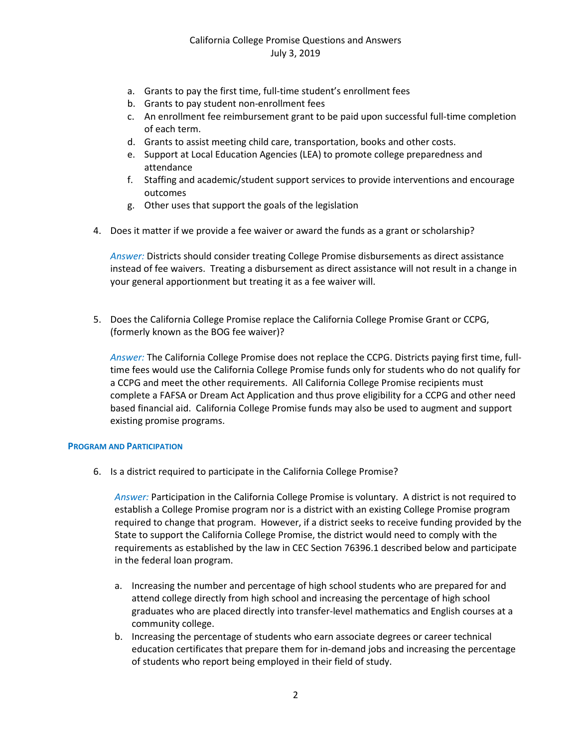a. Grants to pay the first time, full-time student's enrollment fees
b. Grants to pay student non-enrollment fees
c. An enrollment fee reimbursement grant to be paid upon successful full-time completion of each term.
d. Grants to assist meeting child care, transportation, books and other costs.
e. Support at Local Education Agencies (LEA) to promote college preparedness and attendance
f. Staffing and academic/student support services to provide interventions and encourage outcomes
g. Other uses that support the goals of the legislation

4. Does it matter if we provide a fee waiver or award the funds as a grant or scholarship?

   *Answer:* Districts should consider treating College Promise disbursements as direct assistance instead of fee waivers. Treating a disbursement as direct assistance will not result in a change in your general apportionment but treating it as a fee waiver will.

5. Does the California College Promise replace the California College Promise Grant or CCPG, (formerly known as the BOG fee waiver)?

   *Answer:* The California College Promise does not replace the CCPG. Districts paying first time, full-time fees would use the California College Promise funds only for students who do not qualify for a CCPG and meet the other requirements. All California College Promise recipients must complete a FAFSA or Dream Act Application and thus prove eligibility for a CCPG and other need based financial aid. California College Promise funds may also be used to augment and support existing promise programs.

## Program and Participation

6. Is a district required to participate in the California College Promise?

   *Answer:* Participation in the California College Promise is voluntary. A district is not required to establish a College Promise program nor is a district with an existing College Promise program required to change that program. However, if a district seeks to receive funding provided by the State to support the California College Promise, the district would need to comply with the requirements as established by the law in CEC Section 76396.1 described below and participate in the federal loan program.

   a. Increasing the number and percentage of high school students who are prepared for and attend college directly from high school and increasing the percentage of high school graduates who are placed directly into transfer-level mathematics and English courses at a community college.
   b. Increasing the percentage of students who earn associate degrees or career technical education certificates that prepare them for in-demand jobs and increasing the percentage of students who report being employed in their field of study.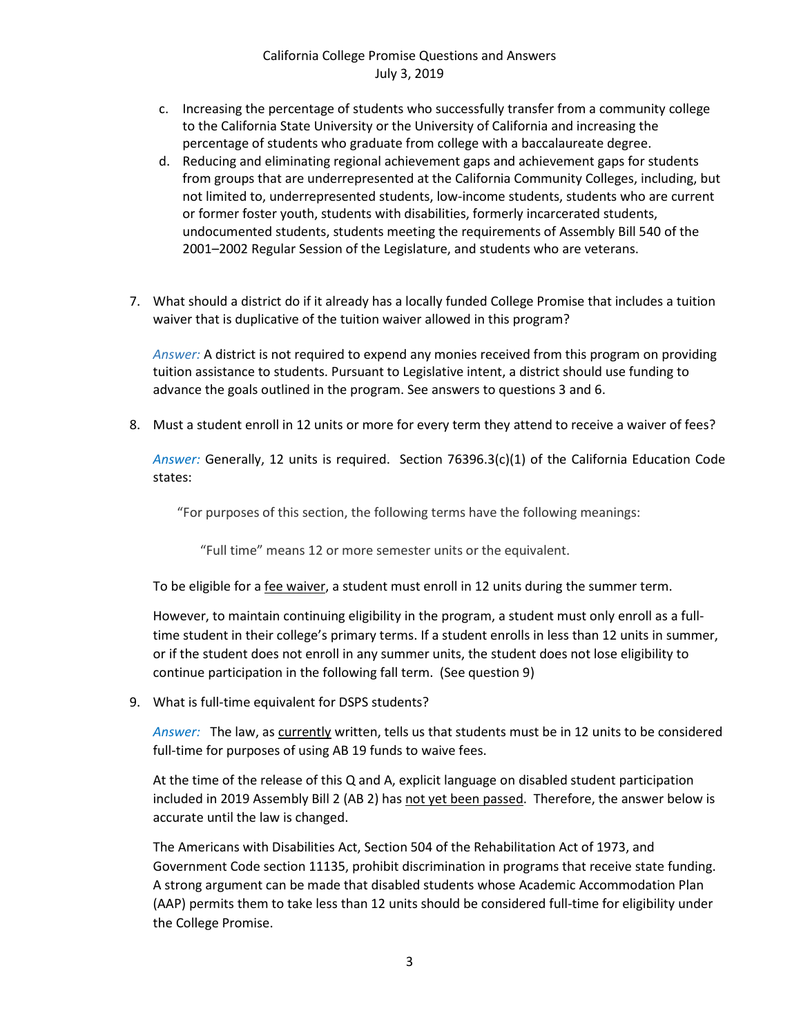c. Increasing the percentage of students who successfully transfer from a community college to the California State University or the University of California and increasing the percentage of students who graduate from college with a baccalaureate degree.
d. Reducing and eliminating regional achievement gaps and achievement gaps for students from groups that are underrepresented at the California Community Colleges, including, but not limited to, underrepresented students, low-income students, students who are current or former foster youth, students with disabilities, formerly incarcerated students, undocumented students, students meeting the requirements of Assembly Bill 540 of the 2001–2002 Regular Session of the Legislature, and students who are veterans.

7. What should a district do if it already has a locally funded College Promise that includes a tuition waiver that is duplicative of the tuition waiver allowed in this program?

   *Answer:* A district is not required to expend any monies received from this program on providing tuition assistance to students. Pursuant to Legislative intent, a district should use funding to advance the goals outlined in the program. See answers to questions 3 and 6.

8. Must a student enroll in 12 units or more for every term they attend to receive a waiver of fees?

   *Answer:* Generally, 12 units is required. Section 76396.3(c)(1) of the California Education Code states:

   > "For purposes of this section, the following terms have the following meanings:
   >
   > > "Full time" means 12 or more semester units or the equivalent.

   To be eligible for a <u>fee waiver</u>, a student must enroll in 12 units during the summer term.

   However, to maintain continuing eligibility in the program, a student must only enroll as a full-time student in their college's primary terms. If a student enrolls in less than 12 units in summer, or if the student does not enroll in any summer units, the student does not lose eligibility to continue participation in the following fall term. (See question 9)

9. What is full-time equivalent for DSPS students?

   *Answer:* The law, as <u>currently</u> written, tells us that students must be in 12 units to be considered full-time for purposes of using AB 19 funds to waive fees.

   At the time of the release of this Q and A, explicit language on disabled student participation included in 2019 Assembly Bill 2 (AB 2) has <u>not yet been passed</u>. Therefore, the answer below is accurate until the law is changed.

   The Americans with Disabilities Act, Section 504 of the Rehabilitation Act of 1973, and Government Code section 11135, prohibit discrimination in programs that receive state funding. A strong argument can be made that disabled students whose Academic Accommodation Plan (AAP) permits them to take less than 12 units should be considered full-time for eligibility under the College Promise.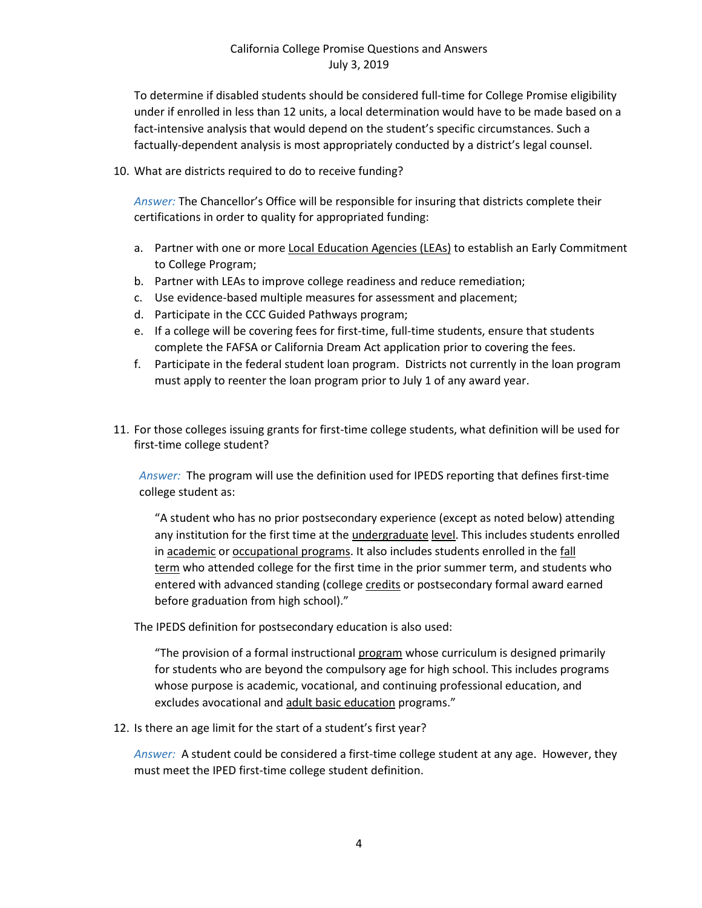To determine if disabled students should be considered full-time for College Promise eligibility under if enrolled in less than 12 units, a local determination would have to be made based on a fact-intensive analysis that would depend on the student's specific circumstances. Such a factually-dependent analysis is most appropriately conducted by a district's legal counsel.

10. What are districts required to do to receive funding?

    *Answer:* The Chancellor's Office will be responsible for insuring that districts complete their certifications in order to quality for appropriated funding:

    a. Partner with one or more Local Education Agencies (LEAs) to establish an Early Commitment to College Program;
    b. Partner with LEAs to improve college readiness and reduce remediation;
    c. Use evidence-based multiple measures for assessment and placement;
    d. Participate in the CCC Guided Pathways program;
    e. If a college will be covering fees for first-time, full-time students, ensure that students complete the FAFSA or California Dream Act application prior to covering the fees.
    f. Participate in the federal student loan program. Districts not currently in the loan program must apply to reenter the loan program prior to July 1 of any award year.

11. For those colleges issuing grants for first-time college students, what definition will be used for first-time college student?

    *Answer:* The program will use the definition used for IPEDS reporting that defines first-time college student as:

    > "A student who has no prior postsecondary experience (except as noted below) attending any institution for the first time at the undergraduate level. This includes students enrolled in academic or occupational programs. It also includes students enrolled in the fall term who attended college for the first time in the prior summer term, and students who entered with advanced standing (college credits or postsecondary formal award earned before graduation from high school)."

    The IPEDS definition for postsecondary education is also used:

    > "The provision of a formal instructional program whose curriculum is designed primarily for students who are beyond the compulsory age for high school. This includes programs whose purpose is academic, vocational, and continuing professional education, and excludes avocational and adult basic education programs."

12. Is there an age limit for the start of a student's first year?

    *Answer:* A student could be considered a first-time college student at any age. However, they must meet the IPED first-time college student definition.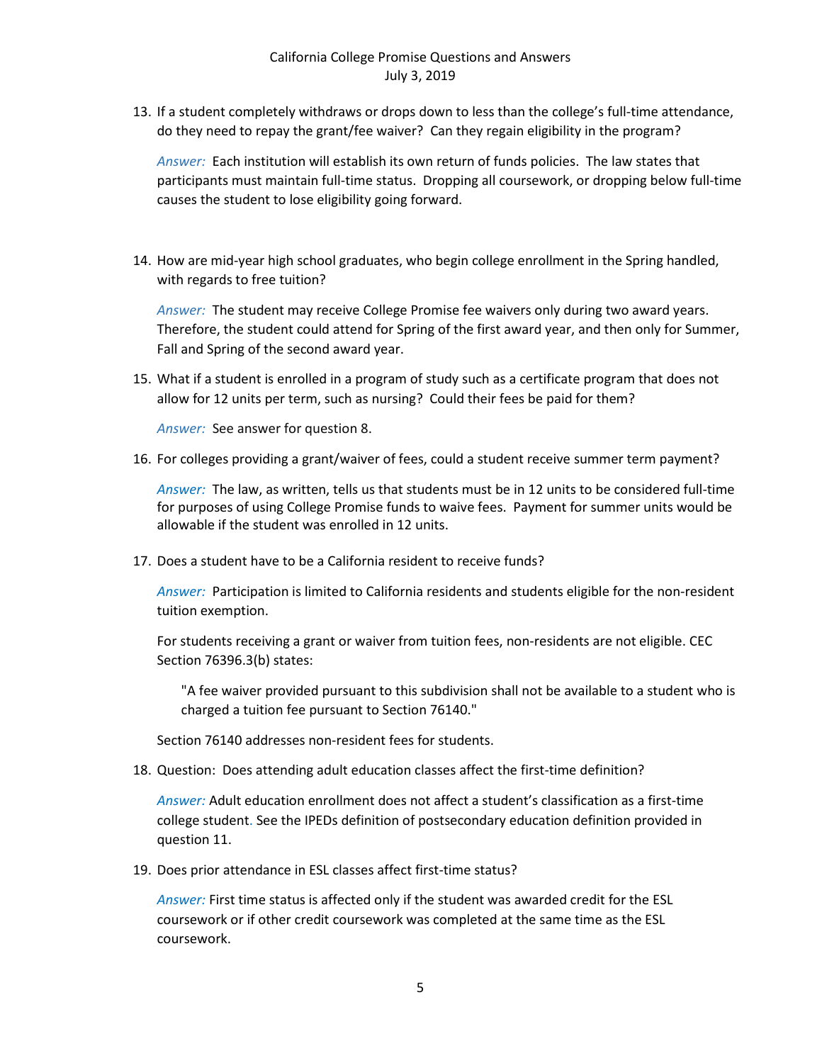13. If a student completely withdraws or drops down to less than the college's full-time attendance, do they need to repay the grant/fee waiver? Can they regain eligibility in the program?

    *Answer:* Each institution will establish its own return of funds policies. The law states that participants must maintain full-time status. Dropping all coursework, or dropping below full-time causes the student to lose eligibility going forward.

14. How are mid-year high school graduates, who begin college enrollment in the Spring handled, with regards to free tuition?

    *Answer:* The student may receive College Promise fee waivers only during two award years. Therefore, the student could attend for Spring of the first award year, and then only for Summer, Fall and Spring of the second award year.

15. What if a student is enrolled in a program of study such as a certificate program that does not allow for 12 units per term, such as nursing? Could their fees be paid for them?

    *Answer:* See answer for question 8.

16. For colleges providing a grant/waiver of fees, could a student receive summer term payment?

    *Answer:* The law, as written, tells us that students must be in 12 units to be considered full-time for purposes of using College Promise funds to waive fees. Payment for summer units would be allowable if the student was enrolled in 12 units.

17. Does a student have to be a California resident to receive funds?

    *Answer:* Participation is limited to California residents and students eligible for the non-resident tuition exemption.

    For students receiving a grant or waiver from tuition fees, non-residents are not eligible. CEC Section 76396.3(b) states:

    > "A fee waiver provided pursuant to this subdivision shall not be available to a student who is charged a tuition fee pursuant to Section 76140."

    Section 76140 addresses non-resident fees for students.

18. Question: Does attending adult education classes affect the first-time definition?

    *Answer:* Adult education enrollment does not affect a student's classification as a first-time college student. See the IPEDs definition of postsecondary education definition provided in question 11.

19. Does prior attendance in ESL classes affect first-time status?

    *Answer:* First time status is affected only if the student was awarded credit for the ESL coursework or if other credit coursework was completed at the same time as the ESL coursework.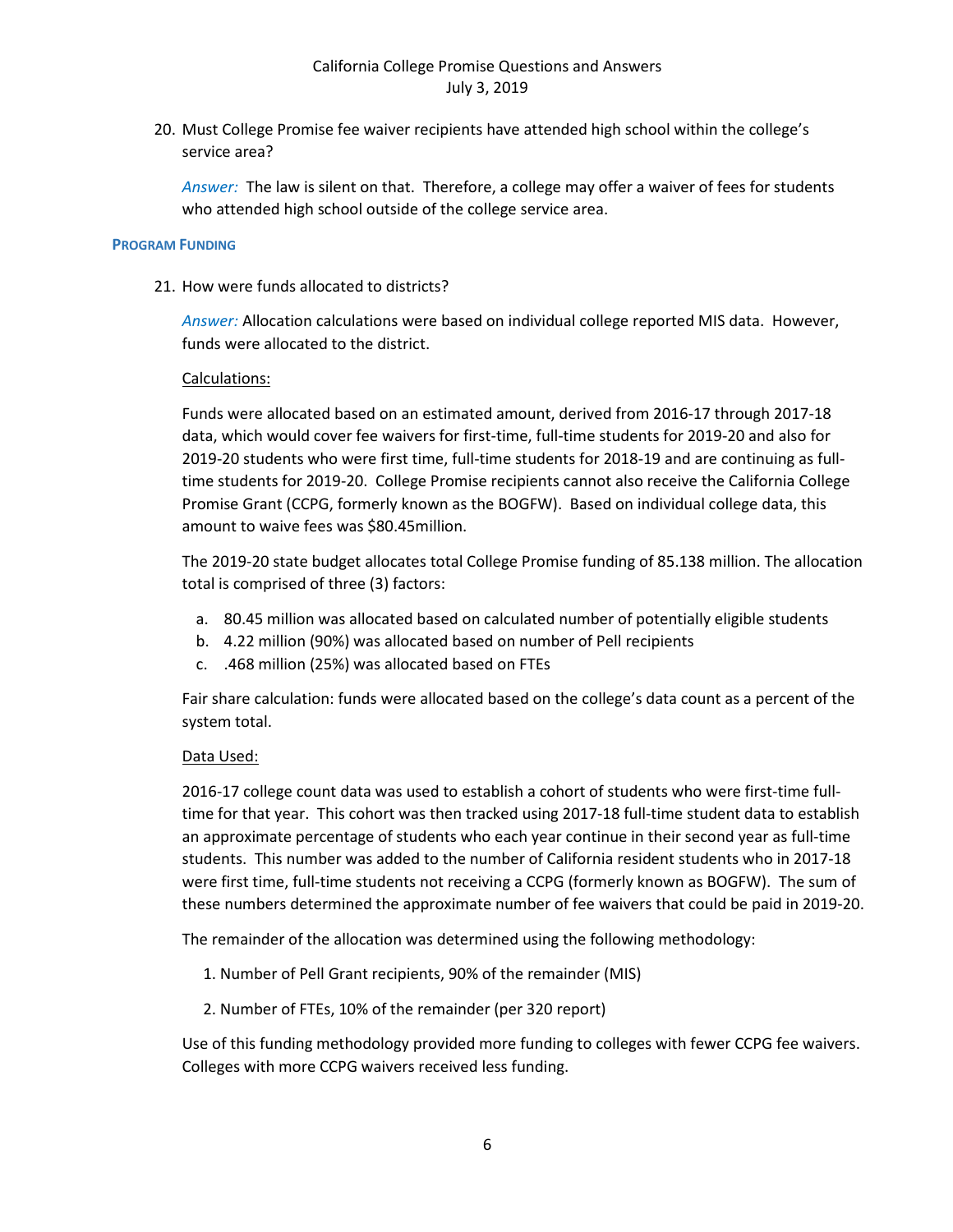20. Must College Promise fee waiver recipients have attended high school within the college's service area?

    *Answer:* The law is silent on that. Therefore, a college may offer a waiver of fees for students who attended high school outside of the college service area.

**PROGRAM FUNDING**

21. How were funds allocated to districts?

    *Answer:* Allocation calculations were based on individual college reported MIS data. However, funds were allocated to the district.

    <u>Calculations:</u>

    Funds were allocated based on an estimated amount, derived from 2016-17 through 2017-18 data, which would cover fee waivers for first-time, full-time students for 2019-20 and also for 2019-20 students who were first time, full-time students for 2018-19 and are continuing as full-time students for 2019-20. College Promise recipients cannot also receive the California College Promise Grant (CCPG, formerly known as the BOGFW). Based on individual college data, this amount to waive fees was $80.45million.

    The 2019-20 state budget allocates total College Promise funding of 85.138 million. The allocation total is comprised of three (3) factors:

    a. 80.45 million was allocated based on calculated number of potentially eligible students
    b. 4.22 million (90%) was allocated based on number of Pell recipients
    c. .468 million (25%) was allocated based on FTEs

    Fair share calculation: funds were allocated based on the college's data count as a percent of the system total.

    <u>Data Used:</u>

    2016-17 college count data was used to establish a cohort of students who were first-time full-time for that year. This cohort was then tracked using 2017-18 full-time student data to establish an approximate percentage of students who each year continue in their second year as full-time students. This number was added to the number of California resident students who in 2017-18 were first time, full-time students not receiving a CCPG (formerly known as BOGFW). The sum of these numbers determined the approximate number of fee waivers that could be paid in 2019-20.

    The remainder of the allocation was determined using the following methodology:

    1. Number of Pell Grant recipients, 90% of the remainder (MIS)
    2. Number of FTEs, 10% of the remainder (per 320 report)

    Use of this funding methodology provided more funding to colleges with fewer CCPG fee waivers. Colleges with more CCPG waivers received less funding.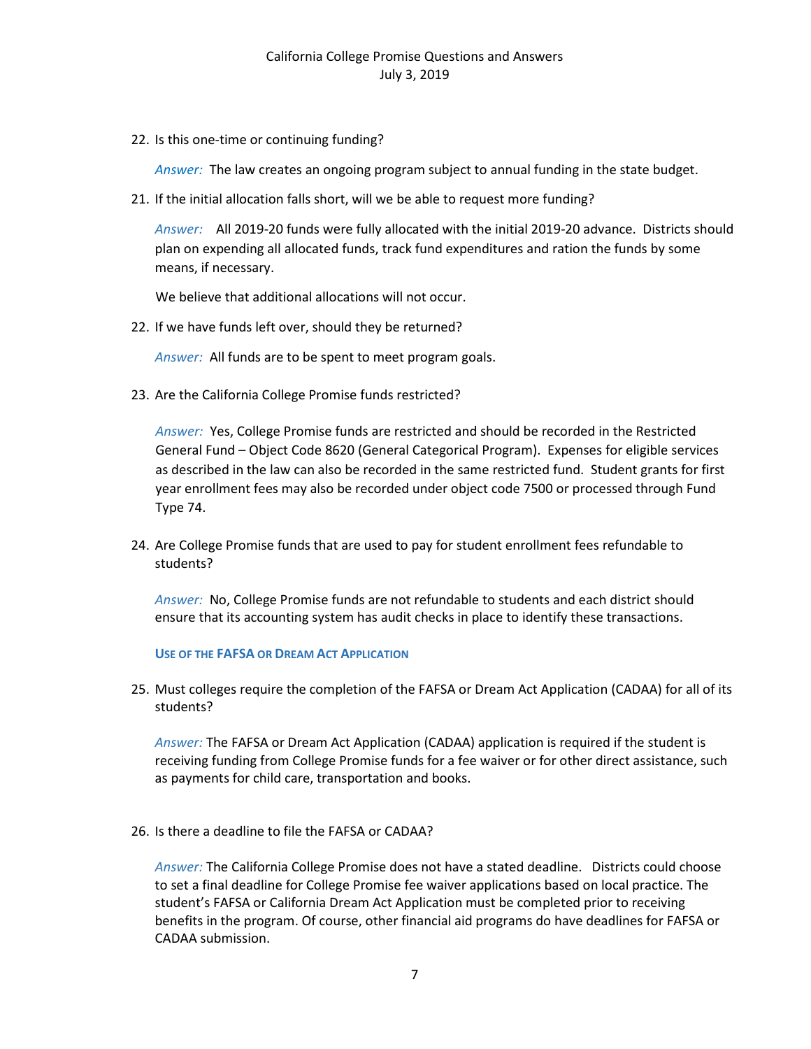22. Is this one-time or continuing funding?

    *Answer:* The law creates an ongoing program subject to annual funding in the state budget.

21. If the initial allocation falls short, will we be able to request more funding?

    *Answer:* All 2019-20 funds were fully allocated with the initial 2019-20 advance. Districts should plan on expending all allocated funds, track fund expenditures and ration the funds by some means, if necessary.

    We believe that additional allocations will not occur.

22. If we have funds left over, should they be returned?

    *Answer:* All funds are to be spent to meet program goals.

23. Are the California College Promise funds restricted?

    *Answer:* Yes, College Promise funds are restricted and should be recorded in the Restricted General Fund – Object Code 8620 (General Categorical Program). Expenses for eligible services as described in the law can also be recorded in the same restricted fund. Student grants for first year enrollment fees may also be recorded under object code 7500 or processed through Fund Type 74.

24. Are College Promise funds that are used to pay for student enrollment fees refundable to students?

    *Answer:* No, College Promise funds are not refundable to students and each district should ensure that its accounting system has audit checks in place to identify these transactions.

### USE OF THE FAFSA OR DREAM ACT APPLICATION

25. Must colleges require the completion of the FAFSA or Dream Act Application (CADAA) for all of its students?

    *Answer:* The FAFSA or Dream Act Application (CADAA) application is required if the student is receiving funding from College Promise funds for a fee waiver or for other direct assistance, such as payments for child care, transportation and books.

26. Is there a deadline to file the FAFSA or CADAA?

    *Answer:* The California College Promise does not have a stated deadline. Districts could choose to set a final deadline for College Promise fee waiver applications based on local practice. The student's FAFSA or California Dream Act Application must be completed prior to receiving benefits in the program. Of course, other financial aid programs do have deadlines for FAFSA or CADAA submission.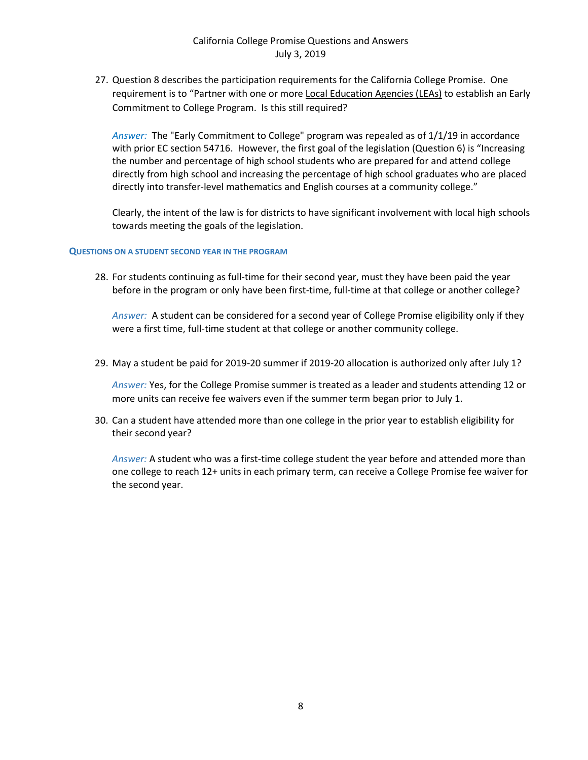27. Question 8 describes the participation requirements for the California College Promise. One requirement is to "Partner with one or more Local Education Agencies (LEAs) to establish an Early Commitment to College Program. Is this still required?

    *Answer:* The "Early Commitment to College" program was repealed as of 1/1/19 in accordance with prior EC section 54716. However, the first goal of the legislation (Question 6) is "Increasing the number and percentage of high school students who are prepared for and attend college directly from high school and increasing the percentage of high school graduates who are placed directly into transfer-level mathematics and English courses at a community college."

    Clearly, the intent of the law is for districts to have significant involvement with local high schools towards meeting the goals of the legislation.

### QUESTIONS ON A STUDENT SECOND YEAR IN THE PROGRAM

28. For students continuing as full-time for their second year, must they have been paid the year before in the program or only have been first-time, full-time at that college or another college?

    *Answer:* A student can be considered for a second year of College Promise eligibility only if they were a first time, full-time student at that college or another community college.

29. May a student be paid for 2019-20 summer if 2019-20 allocation is authorized only after July 1?

    *Answer:* Yes, for the College Promise summer is treated as a leader and students attending 12 or more units can receive fee waivers even if the summer term began prior to July 1.

30. Can a student have attended more than one college in the prior year to establish eligibility for their second year?

    *Answer:* A student who was a first-time college student the year before and attended more than one college to reach 12+ units in each primary term, can receive a College Promise fee waiver for the second year.